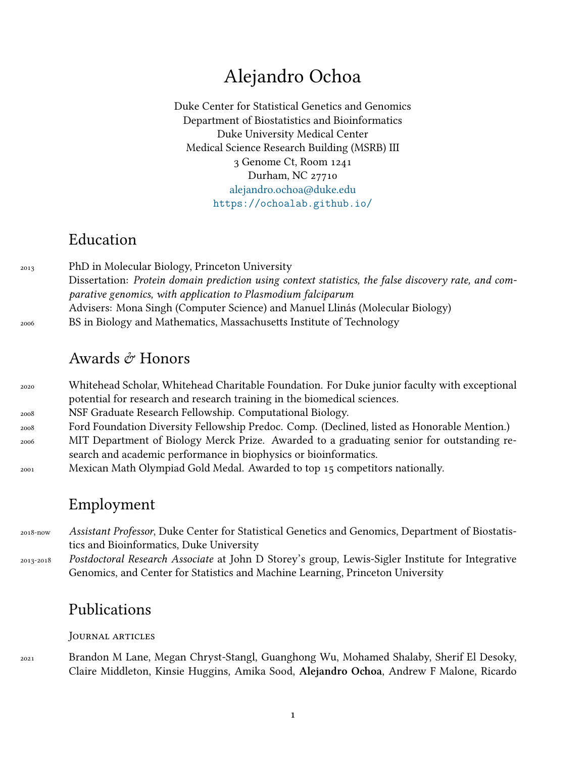# Alejandro Ochoa

Duke Center for Statistical Genetics and Genomics
Department of Biostatistics and Bioinformatics
Duke University Medical Center
Medical Science Research Building (MSRB) III
3 Genome Ct, Room 1241
Durham, NC 27710
alejandro.ochoa@duke.edu
https://ochoalab.github.io/

## Education

2013 PhD in Molecular Biology, Princeton University
Dissertation: *Protein domain prediction using context statistics, the false discovery rate, and comparative genomics, with application to Plasmodium falciparum*
Advisers: Mona Singh (Computer Science) and Manuel Llinás (Molecular Biology)

2006 BS in Biology and Mathematics, Massachusetts Institute of Technology

## Awards & Honors

2020 Whitehead Scholar, Whitehead Charitable Foundation. For Duke junior faculty with exceptional potential for research and research training in the biomedical sciences.

2008 NSF Graduate Research Fellowship. Computational Biology.

2008 Ford Foundation Diversity Fellowship Predoc. Comp. (Declined, listed as Honorable Mention.)

2006 MIT Department of Biology Merck Prize. Awarded to a graduating senior for outstanding research and academic performance in biophysics or bioinformatics.

2001 Mexican Math Olympiad Gold Medal. Awarded to top 15 competitors nationally.

## Employment

2018-now *Assistant Professor*, Duke Center for Statistical Genetics and Genomics, Department of Biostatistics and Bioinformatics, Duke University

2013-2018 *Postdoctoral Research Associate* at John D Storey's group, Lewis-Sigler Institute for Integrative Genomics, and Center for Statistics and Machine Learning, Princeton University

## Publications

### Journal articles

2021 Brandon M Lane, Megan Chryst-Stangl, Guanghong Wu, Mohamed Shalaby, Sherif El Desoky, Claire Middleton, Kinsie Huggins, Amika Sood, **Alejandro Ochoa**, Andrew F Malone, Ricardo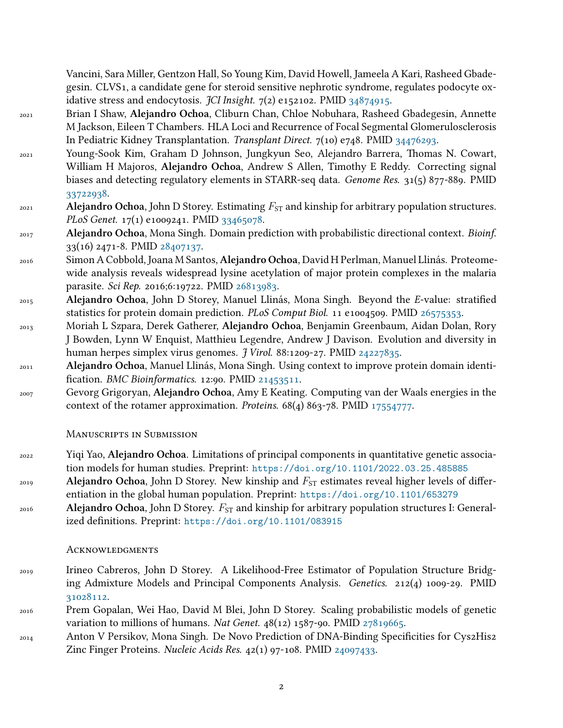Vancini, Sara Miller, Gentzon Hall, So Young Kim, David Howell, Jameela A Kari, Rasheed Gbadegesin. CLVS1, a candidate gene for steroid sensitive nephrotic syndrome, regulates podocyte oxidative stress and endocytosis. *JCI Insight.* 7(2) e152102. PMID 34874915.

2021 Brian I Shaw, **Alejandro Ochoa**, Cliburn Chan, Chloe Nobuhara, Rasheed Gbadegesin, Annette M Jackson, Eileen T Chambers. HLA Loci and Recurrence of Focal Segmental Glomerulosclerosis In Pediatric Kidney Transplantation. *Transplant Direct.* 7(10) e748. PMID 34476293.

2021 Young-Sook Kim, Graham D Johnson, Jungkyun Seo, Alejandro Barrera, Thomas N. Cowart, William H Majoros, **Alejandro Ochoa**, Andrew S Allen, Timothy E Reddy. Correcting signal biases and detecting regulatory elements in STARR-seq data. *Genome Res.* 31(5) 877-889. PMID 33722938.

2021 **Alejandro Ochoa**, John D Storey. Estimating $F_{\text{ST}}$ and kinship for arbitrary population structures. *PLoS Genet.* 17(1) e1009241. PMID 33465078.

2017 **Alejandro Ochoa**, Mona Singh. Domain prediction with probabilistic directional context. *Bioinf.* 33(16) 2471-8. PMID 28407137.

2016 Simon A Cobbold, Joana M Santos, **Alejandro Ochoa**, David H Perlman, Manuel Llinás. Proteome-wide analysis reveals widespread lysine acetylation of major protein complexes in the malaria parasite. *Sci Rep.* 2016;6:19722. PMID 26813983.

2015 **Alejandro Ochoa**, John D Storey, Manuel Llinás, Mona Singh. Beyond the *E*-value: stratified statistics for protein domain prediction. *PLoS Comput Biol.* 11 e1004509. PMID 26575353.

2013 Moriah L Szpara, Derek Gatherer, **Alejandro Ochoa**, Benjamin Greenbaum, Aidan Dolan, Rory J Bowden, Lynn W Enquist, Matthieu Legendre, Andrew J Davison. Evolution and diversity in human herpes simplex virus genomes. *J Virol.* 88:1209-27. PMID 24227835.

2011 **Alejandro Ochoa**, Manuel Llinás, Mona Singh. Using context to improve protein domain identification. *BMC Bioinformatics.* 12:90. PMID 21453511.

2007 Gevorg Grigoryan, **Alejandro Ochoa**, Amy E Keating. Computing van der Waals energies in the context of the rotamer approximation. *Proteins.* 68(4) 863-78. PMID 17554777.

## Manuscripts in Submission

2022 Yiqi Yao, **Alejandro Ochoa**. Limitations of principal components in quantitative genetic association models for human studies. Preprint: `https://doi.org/10.1101/2022.03.25.485885`

2019 **Alejandro Ochoa**, John D Storey. New kinship and $F_{\text{ST}}$ estimates reveal higher levels of differentiation in the global human population. Preprint: `https://doi.org/10.1101/653279`

2016 **Alejandro Ochoa**, John D Storey. $F_{\text{ST}}$ and kinship for arbitrary population structures I: Generalized definitions. Preprint: `https://doi.org/10.1101/083915`

## Acknowledgments

2019 Irineo Cabreros, John D Storey. A Likelihood-Free Estimator of Population Structure Bridging Admixture Models and Principal Components Analysis. *Genetics.* 212(4) 1009-29. PMID 31028112.

2016 Prem Gopalan, Wei Hao, David M Blei, John D Storey. Scaling probabilistic models of genetic variation to millions of humans. *Nat Genet.* 48(12) 1587-90. PMID 27819665.

2014 Anton V Persikov, Mona Singh. De Novo Prediction of DNA-Binding Specificities for Cys2His2 Zinc Finger Proteins. *Nucleic Acids Res.* 42(1) 97-108. PMID 24097433.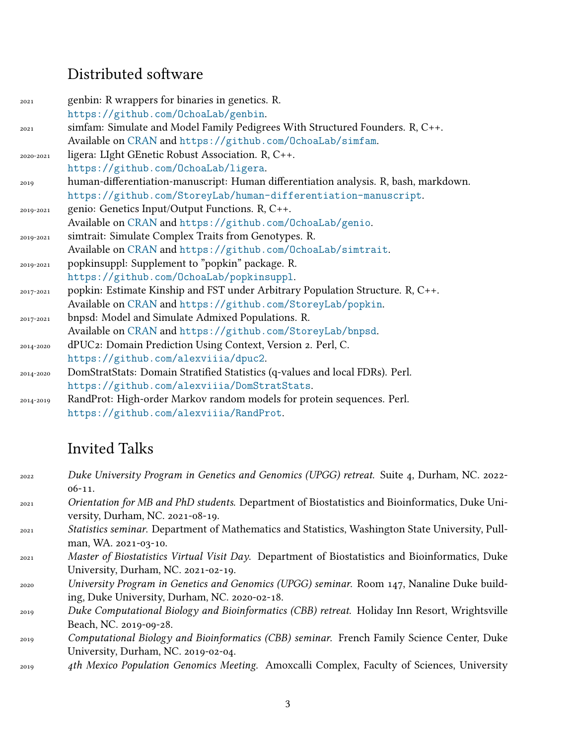## Distributed software

- 2021 genbin: R wrappers for binaries in genetics. R.
  https://github.com/OchoaLab/genbin.
- 2021 simfam: Simulate and Model Family Pedigrees With Structured Founders. R, C++.
  Available on CRAN and https://github.com/OchoaLab/simfam.
- 2020-2021 ligera: LIght GEnetic Robust Association. R, C++.
  https://github.com/OchoaLab/ligera.
- 2019 human-differentiation-manuscript: Human differentiation analysis. R, bash, markdown.
  https://github.com/StoreyLab/human-differentiation-manuscript.
- 2019-2021 genio: Genetics Input/Output Functions. R, C++.
  Available on CRAN and https://github.com/OchoaLab/genio.
- 2019-2021 simtrait: Simulate Complex Traits from Genotypes. R.
  Available on CRAN and https://github.com/OchoaLab/simtrait.
- 2019-2021 popkinsuppl: Supplement to "popkin" package. R.
  https://github.com/OchoaLab/popkinsuppl.
- 2017-2021 popkin: Estimate Kinship and FST under Arbitrary Population Structure. R, C++.
  Available on CRAN and https://github.com/StoreyLab/popkin.
- 2017-2021 bnpsd: Model and Simulate Admixed Populations. R.
  Available on CRAN and https://github.com/StoreyLab/bnpsd.
- 2014-2020 dPUC2: Domain Prediction Using Context, Version 2. Perl, C.
  https://github.com/alexviiia/dpuc2.
- 2014-2020 DomStratStats: Domain Stratified Statistics (q-values and local FDRs). Perl.
  https://github.com/alexviiia/DomStratStats.
- 2014-2019 RandProt: High-order Markov random models for protein sequences. Perl.
  https://github.com/alexviiia/RandProt.

## Invited Talks

- 2022 *Duke University Program in Genetics and Genomics (UPGG) retreat.* Suite 4, Durham, NC. 2022-06-11.
- 2021 *Orientation for MB and PhD students.* Department of Biostatistics and Bioinformatics, Duke University, Durham, NC. 2021-08-19.
- 2021 *Statistics seminar.* Department of Mathematics and Statistics, Washington State University, Pullman, WA. 2021-03-10.
- 2021 *Master of Biostatistics Virtual Visit Day.* Department of Biostatistics and Bioinformatics, Duke University, Durham, NC. 2021-02-19.
- 2020 *University Program in Genetics and Genomics (UPGG) seminar.* Room 147, Nanaline Duke building, Duke University, Durham, NC. 2020-02-18.
- 2019 *Duke Computational Biology and Bioinformatics (CBB) retreat.* Holiday Inn Resort, Wrightsville Beach, NC. 2019-09-28.
- 2019 *Computational Biology and Bioinformatics (CBB) seminar.* French Family Science Center, Duke University, Durham, NC. 2019-02-04.
- 2019 *4th Mexico Population Genomics Meeting.* Amoxcalli Complex, Faculty of Sciences, University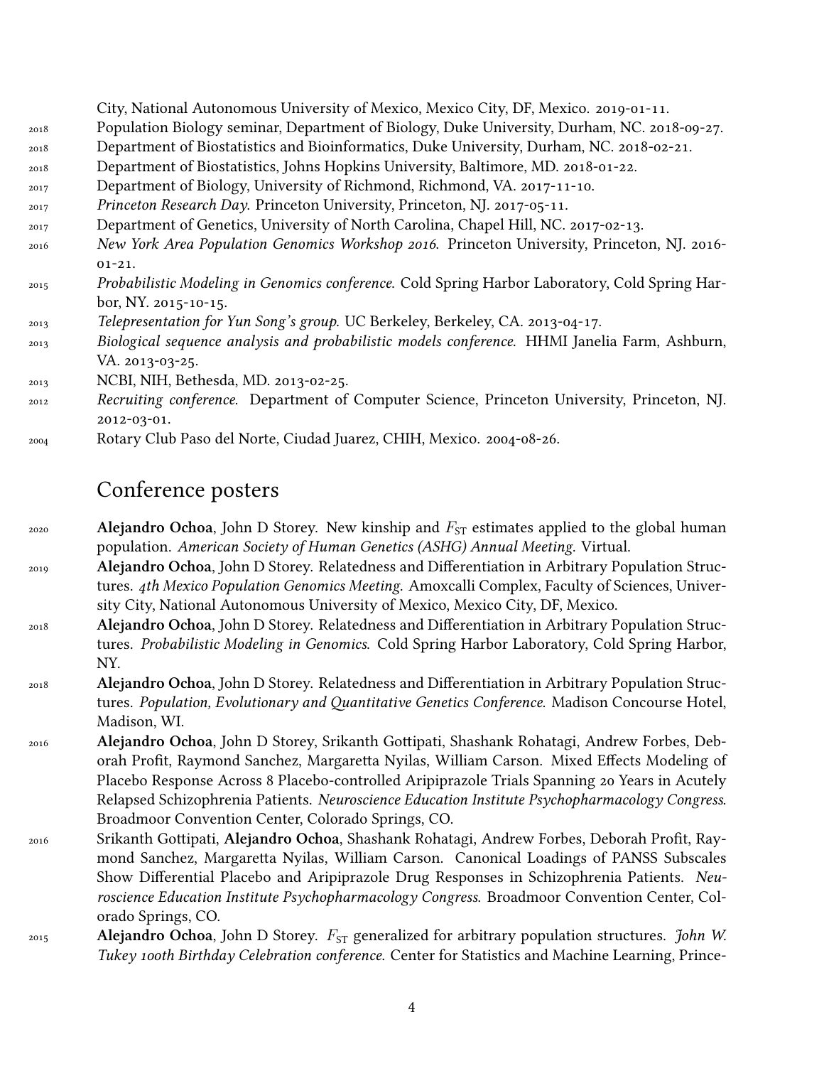City, National Autonomous University of Mexico, Mexico City, DF, Mexico. 2019-01-11.

- 2018 Population Biology seminar, Department of Biology, Duke University, Durham, NC. 2018-09-27.
- 2018 Department of Biostatistics and Bioinformatics, Duke University, Durham, NC. 2018-02-21.
- 2018 Department of Biostatistics, Johns Hopkins University, Baltimore, MD. 2018-01-22.
- 2017 Department of Biology, University of Richmond, Richmond, VA. 2017-11-10.
- 2017 *Princeton Research Day.* Princeton University, Princeton, NJ. 2017-05-11.
- 2017 Department of Genetics, University of North Carolina, Chapel Hill, NC. 2017-02-13.
- 2016 *New York Area Population Genomics Workshop 2016.* Princeton University, Princeton, NJ. 2016-01-21.
- 2015 *Probabilistic Modeling in Genomics conference.* Cold Spring Harbor Laboratory, Cold Spring Harbor, NY. 2015-10-15.
- 2013 *Telepresentation for Yun Song's group.* UC Berkeley, Berkeley, CA. 2013-04-17.
- 2013 *Biological sequence analysis and probabilistic models conference.* HHMI Janelia Farm, Ashburn, VA. 2013-03-25.
- 2013 NCBI, NIH, Bethesda, MD. 2013-02-25.
- 2012 *Recruiting conference.* Department of Computer Science, Princeton University, Princeton, NJ. 2012-03-01.
- 2004 Rotary Club Paso del Norte, Ciudad Juarez, CHIH, Mexico. 2004-08-26.

## Conference posters

- 2020 **Alejandro Ochoa**, John D Storey. New kinship and $F_{ST}$ estimates applied to the global human population. *American Society of Human Genetics (ASHG) Annual Meeting.* Virtual.
- 2019 **Alejandro Ochoa**, John D Storey. Relatedness and Differentiation in Arbitrary Population Structures. *4th Mexico Population Genomics Meeting.* Amoxcalli Complex, Faculty of Sciences, University City, National Autonomous University of Mexico, Mexico City, DF, Mexico.
- 2018 **Alejandro Ochoa**, John D Storey. Relatedness and Differentiation in Arbitrary Population Structures. *Probabilistic Modeling in Genomics.* Cold Spring Harbor Laboratory, Cold Spring Harbor, NY.
- 2018 **Alejandro Ochoa**, John D Storey. Relatedness and Differentiation in Arbitrary Population Structures. *Population, Evolutionary and Quantitative Genetics Conference.* Madison Concourse Hotel, Madison, WI.
- 2016 **Alejandro Ochoa**, John D Storey, Srikanth Gottipati, Shashank Rohatagi, Andrew Forbes, Deborah Profit, Raymond Sanchez, Margaretta Nyilas, William Carson. Mixed Effects Modeling of Placebo Response Across 8 Placebo-controlled Aripiprazole Trials Spanning 20 Years in Acutely Relapsed Schizophrenia Patients. *Neuroscience Education Institute Psychopharmacology Congress.* Broadmoor Convention Center, Colorado Springs, CO.
- 2016 Srikanth Gottipati, **Alejandro Ochoa**, Shashank Rohatagi, Andrew Forbes, Deborah Profit, Raymond Sanchez, Margaretta Nyilas, William Carson. Canonical Loadings of PANSS Subscales Show Differential Placebo and Aripiprazole Drug Responses in Schizophrenia Patients. *Neuroscience Education Institute Psychopharmacology Congress.* Broadmoor Convention Center, Colorado Springs, CO.
- 2015 **Alejandro Ochoa**, John D Storey. $F_{ST}$ generalized for arbitrary population structures. *John W. Tukey 100th Birthday Celebration conference.* Center for Statistics and Machine Learning, Prince-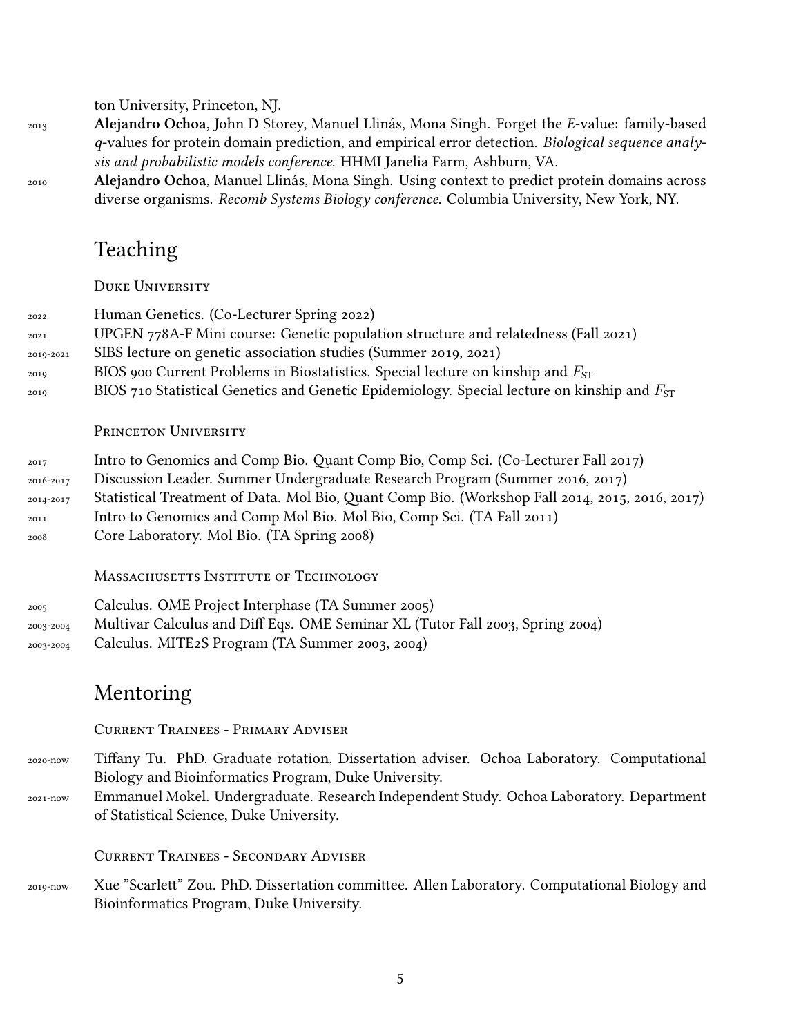ton University, Princeton, NJ.

2013 **Alejandro Ochoa**, John D Storey, Manuel Llinás, Mona Singh. Forget the *E*-value: family-based *q*-values for protein domain prediction, and empirical error detection. *Biological sequence analysis and probabilistic models conference.* HHMI Janelia Farm, Ashburn, VA.

2010 **Alejandro Ochoa**, Manuel Llinás, Mona Singh. Using context to predict protein domains across diverse organisms. *Recomb Systems Biology conference.* Columbia University, New York, NY.

## Teaching

### Duke University

- 2022 Human Genetics. (Co-Lecturer Spring 2022)
- 2021 UPGEN 778A-F Mini course: Genetic population structure and relatedness (Fall 2021)
- 2019-2021 SIBS lecture on genetic association studies (Summer 2019, 2021)
- 2019 BIOS 900 Current Problems in Biostatistics. Special lecture on kinship and $F_{ST}$
- 2019 BIOS 710 Statistical Genetics and Genetic Epidemiology. Special lecture on kinship and $F_{ST}$

### Princeton University

- 2017 Intro to Genomics and Comp Bio. Quant Comp Bio, Comp Sci. (Co-Lecturer Fall 2017)
- 2016-2017 Discussion Leader. Summer Undergraduate Research Program (Summer 2016, 2017)
- 2014-2017 Statistical Treatment of Data. Mol Bio, Quant Comp Bio. (Workshop Fall 2014, 2015, 2016, 2017)
- 2011 Intro to Genomics and Comp Mol Bio. Mol Bio, Comp Sci. (TA Fall 2011)
- 2008 Core Laboratory. Mol Bio. (TA Spring 2008)

### Massachusetts Institute of Technology

- 2005 Calculus. OME Project Interphase (TA Summer 2005)
- 2003-2004 Multivar Calculus and Diff Eqs. OME Seminar XL (Tutor Fall 2003, Spring 2004)
- 2003-2004 Calculus. MITE2S Program (TA Summer 2003, 2004)

## Mentoring

### Current Trainees - Primary Adviser

- 2020-now Tiffany Tu. PhD. Graduate rotation, Dissertation adviser. Ochoa Laboratory. Computational Biology and Bioinformatics Program, Duke University.
- 2021-now Emmanuel Mokel. Undergraduate. Research Independent Study. Ochoa Laboratory. Department of Statistical Science, Duke University.

### Current Trainees - Secondary Adviser

- 2019-now Xue "Scarlett" Zou. PhD. Dissertation committee. Allen Laboratory. Computational Biology and Bioinformatics Program, Duke University.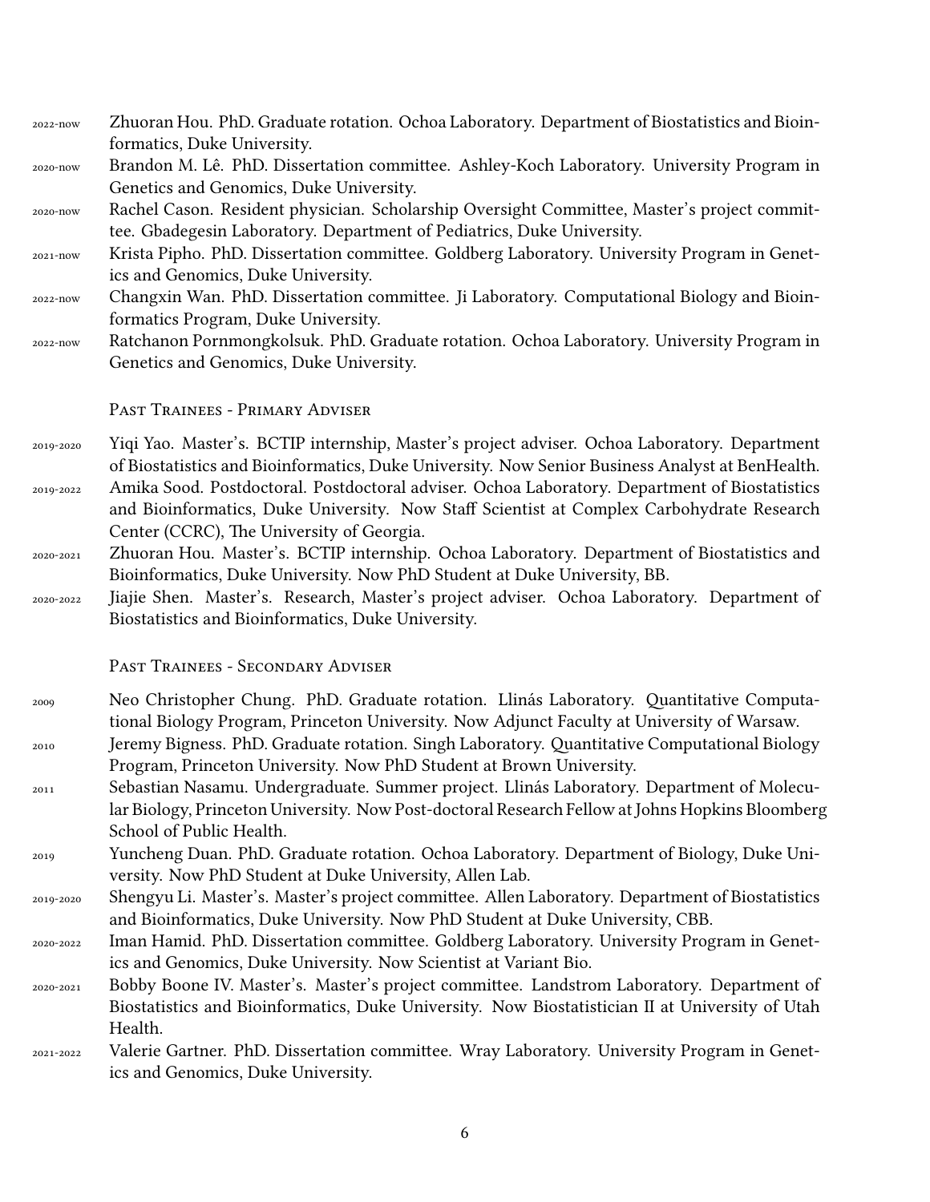- 2022-now Zhuoran Hou. PhD. Graduate rotation. Ochoa Laboratory. Department of Biostatistics and Bioinformatics, Duke University.
- 2020-now Brandon M. Lê. PhD. Dissertation committee. Ashley-Koch Laboratory. University Program in Genetics and Genomics, Duke University.
- 2020-now Rachel Cason. Resident physician. Scholarship Oversight Committee, Master's project committee. Gbadegesin Laboratory. Department of Pediatrics, Duke University.
- 2021-now Krista Pipho. PhD. Dissertation committee. Goldberg Laboratory. University Program in Genetics and Genomics, Duke University.
- 2022-now Changxin Wan. PhD. Dissertation committee. Ji Laboratory. Computational Biology and Bioinformatics Program, Duke University.
- 2022-now Ratchanon Pornmongkolsuk. PhD. Graduate rotation. Ochoa Laboratory. University Program in Genetics and Genomics, Duke University.

### Past Trainees - Primary Adviser

- 2019-2020 Yiqi Yao. Master's. BCTIP internship, Master's project adviser. Ochoa Laboratory. Department of Biostatistics and Bioinformatics, Duke University. Now Senior Business Analyst at BenHealth.
- 2019-2022 Amika Sood. Postdoctoral. Postdoctoral adviser. Ochoa Laboratory. Department of Biostatistics and Bioinformatics, Duke University. Now Staff Scientist at Complex Carbohydrate Research Center (CCRC), The University of Georgia.
- 2020-2021 Zhuoran Hou. Master's. BCTIP internship. Ochoa Laboratory. Department of Biostatistics and Bioinformatics, Duke University. Now PhD Student at Duke University, BB.
- 2020-2022 Jiajie Shen. Master's. Research, Master's project adviser. Ochoa Laboratory. Department of Biostatistics and Bioinformatics, Duke University.

### Past Trainees - Secondary Adviser

- 2009 Neo Christopher Chung. PhD. Graduate rotation. Llinás Laboratory. Quantitative Computational Biology Program, Princeton University. Now Adjunct Faculty at University of Warsaw.
- 2010 Jeremy Bigness. PhD. Graduate rotation. Singh Laboratory. Quantitative Computational Biology Program, Princeton University. Now PhD Student at Brown University.
- 2011 Sebastian Nasamu. Undergraduate. Summer project. Llinás Laboratory. Department of Molecular Biology, Princeton University. Now Post-doctoral Research Fellow at Johns Hopkins Bloomberg School of Public Health.
- 2019 Yuncheng Duan. PhD. Graduate rotation. Ochoa Laboratory. Department of Biology, Duke University. Now PhD Student at Duke University, Allen Lab.
- 2019-2020 Shengyu Li. Master's. Master's project committee. Allen Laboratory. Department of Biostatistics and Bioinformatics, Duke University. Now PhD Student at Duke University, CBB.
- 2020-2022 Iman Hamid. PhD. Dissertation committee. Goldberg Laboratory. University Program in Genetics and Genomics, Duke University. Now Scientist at Variant Bio.
- 2020-2021 Bobby Boone IV. Master's. Master's project committee. Landstrom Laboratory. Department of Biostatistics and Bioinformatics, Duke University. Now Biostatistician II at University of Utah Health.
- 2021-2022 Valerie Gartner. PhD. Dissertation committee. Wray Laboratory. University Program in Genetics and Genomics, Duke University.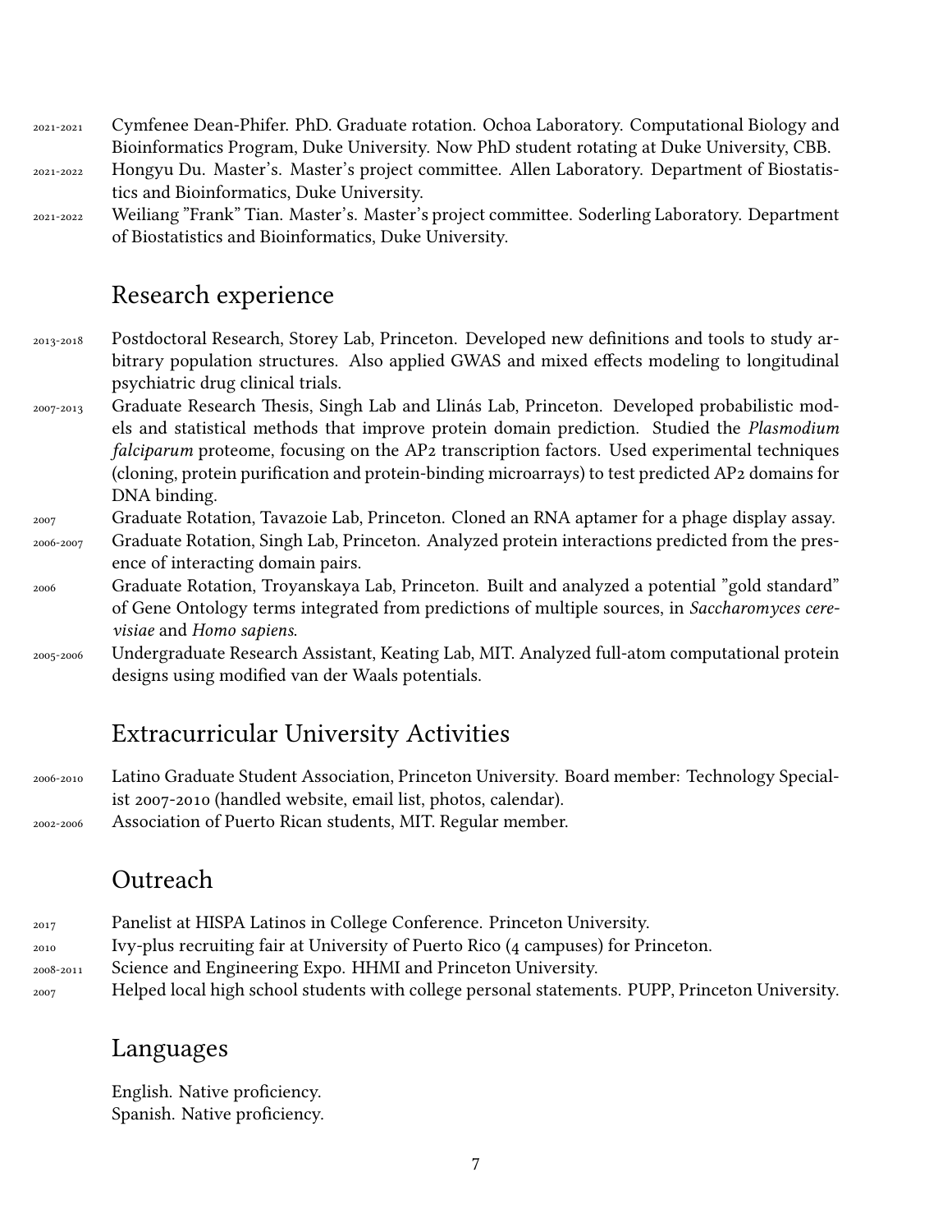2021-2021 Cymfenee Dean-Phifer. PhD. Graduate rotation. Ochoa Laboratory. Computational Biology and Bioinformatics Program, Duke University. Now PhD student rotating at Duke University, CBB.

2021-2022 Hongyu Du. Master's. Master's project committee. Allen Laboratory. Department of Biostatistics and Bioinformatics, Duke University.

2021-2022 Weiliang "Frank" Tian. Master's. Master's project committee. Soderling Laboratory. Department of Biostatistics and Bioinformatics, Duke University.

## Research experience

2013-2018 Postdoctoral Research, Storey Lab, Princeton. Developed new definitions and tools to study arbitrary population structures. Also applied GWAS and mixed effects modeling to longitudinal psychiatric drug clinical trials.

2007-2013 Graduate Research Thesis, Singh Lab and Llinás Lab, Princeton. Developed probabilistic models and statistical methods that improve protein domain prediction. Studied the *Plasmodium falciparum* proteome, focusing on the AP2 transcription factors. Used experimental techniques (cloning, protein purification and protein-binding microarrays) to test predicted AP2 domains for DNA binding.

2007 Graduate Rotation, Tavazoie Lab, Princeton. Cloned an RNA aptamer for a phage display assay.

2006-2007 Graduate Rotation, Singh Lab, Princeton. Analyzed protein interactions predicted from the presence of interacting domain pairs.

2006 Graduate Rotation, Troyanskaya Lab, Princeton. Built and analyzed a potential "gold standard" of Gene Ontology terms integrated from predictions of multiple sources, in *Saccharomyces cerevisiae* and *Homo sapiens*.

2005-2006 Undergraduate Research Assistant, Keating Lab, MIT. Analyzed full-atom computational protein designs using modified van der Waals potentials.

## Extracurricular University Activities

2006-2010 Latino Graduate Student Association, Princeton University. Board member: Technology Specialist 2007-2010 (handled website, email list, photos, calendar).

2002-2006 Association of Puerto Rican students, MIT. Regular member.

## Outreach

2017 Panelist at HISPA Latinos in College Conference. Princeton University.

2010 Ivy-plus recruiting fair at University of Puerto Rico (4 campuses) for Princeton.

2008-2011 Science and Engineering Expo. HHMI and Princeton University.

2007 Helped local high school students with college personal statements. PUPP, Princeton University.

## Languages

English. Native proficiency.
Spanish. Native proficiency.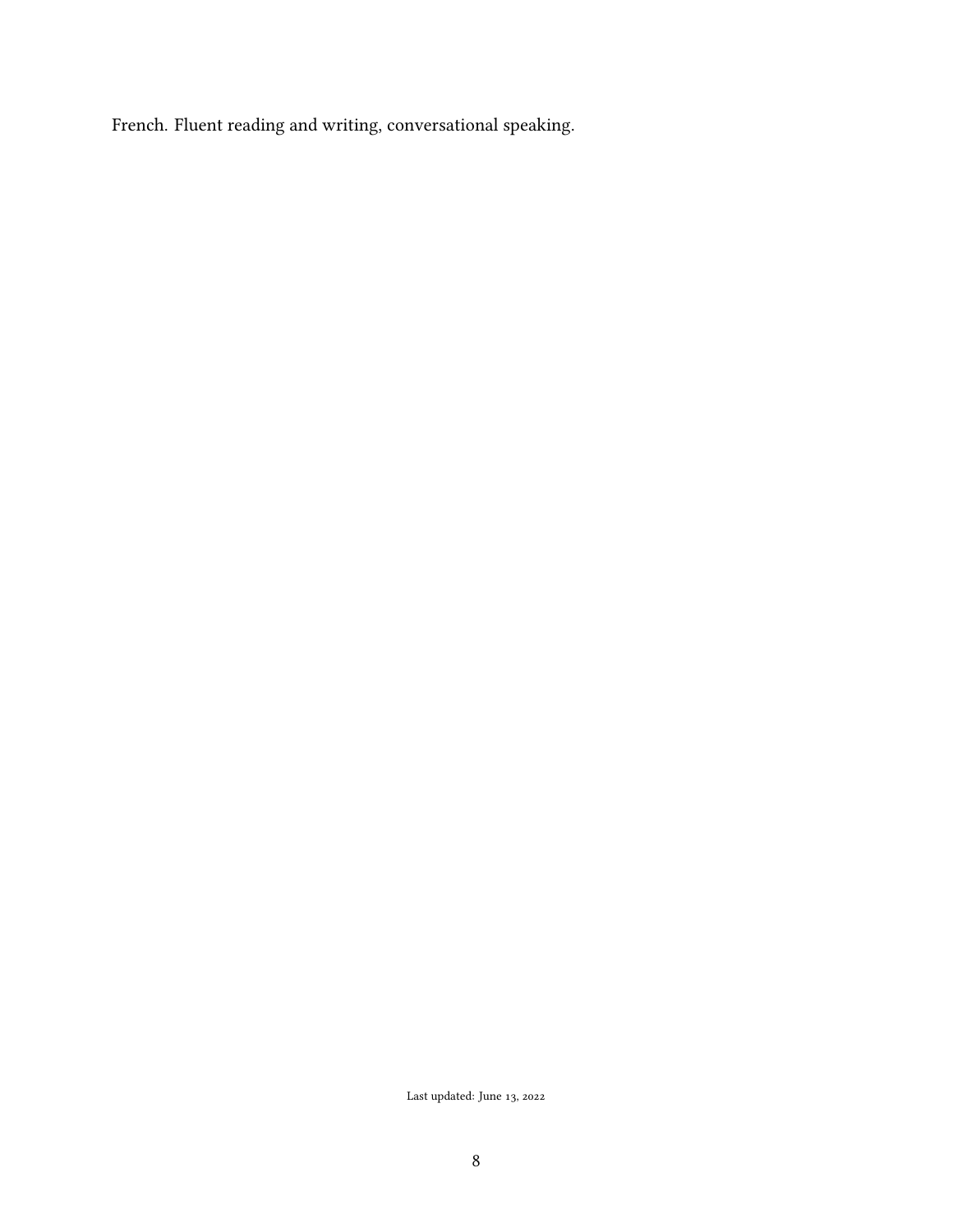French. Fluent reading and writing, conversational speaking.

Last updated: June 13, 2022